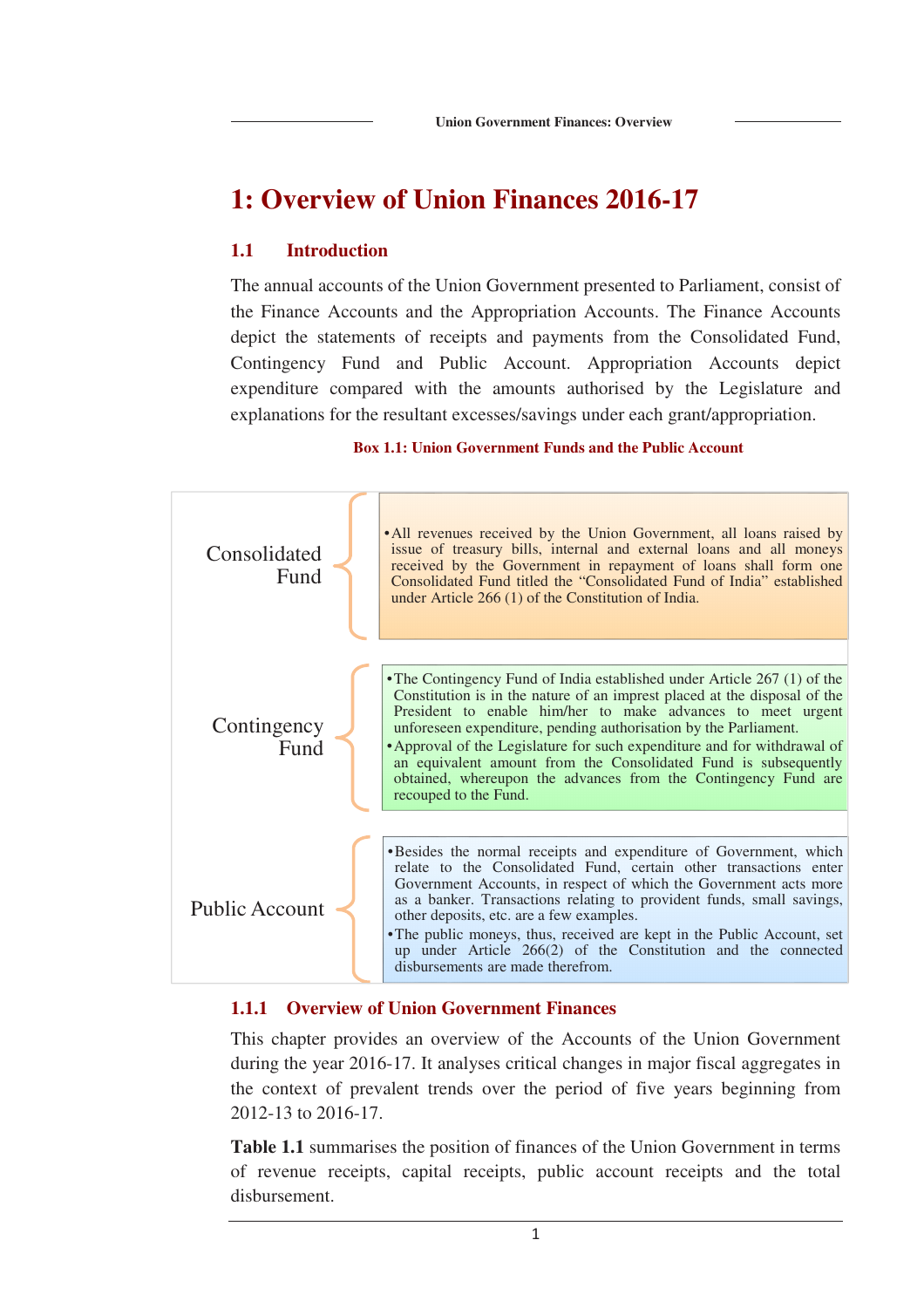# 1: Overview of Union Finances 2016-17

## 1.1 Introduction

The annual accounts of the Union Government presented to Parliament, consist of the Finance Accounts and the Appropriation Accounts. The Finance Accounts depict the statements of receipts and payments from the Consolidated Fund, Contingency Fund and Public Account. Appropriation Accounts depict expenditure compared with the amounts authorised by the Legislature and explanations for the resultant excesses/savings under each grant/appropriation.

**Box 1.1: Union Government Funds and the Public Account**

**Consolidated Fund**

- All revenues received by the Union Government, all loans raised by issue of treasury bills, internal and external loans and all moneys received by the Government in repayment of loans shall form one Consolidated Fund titled the "Consolidated Fund of India" established under Article 266 (1) of the Constitution of India.

**Contingency Fund**

- The Contingency Fund of India established under Article 267 (1) of the Constitution is in the nature of an imprest placed at the disposal of the President to enable him/her to make advances to meet urgent unforeseen expenditure, pending authorisation by the Parliament.
- Approval of the Legislature for such expenditure and for withdrawal of an equivalent amount from the Consolidated Fund is subsequently obtained, whereupon the advances from the Contingency Fund are recouped to the Fund.

**Public Account**

- Besides the normal receipts and expenditure of Government, which relate to the Consolidated Fund, certain other transactions enter Government Accounts, in respect of which the Government acts more as a banker. Transactions relating to provident funds, small savings, other deposits, etc. are a few examples.
- The public moneys, thus, received are kept in the Public Account, set up under Article 266(2) of the Constitution and the connected disbursements are made therefrom.

### 1.1.1 Overview of Union Government Finances

This chapter provides an overview of the Accounts of the Union Government during the year 2016-17. It analyses critical changes in major fiscal aggregates in the context of prevalent trends over the period of five years beginning from 2012-13 to 2016-17.

**Table 1.1** summarises the position of finances of the Union Government in terms of revenue receipts, capital receipts, public account receipts and the total disbursement.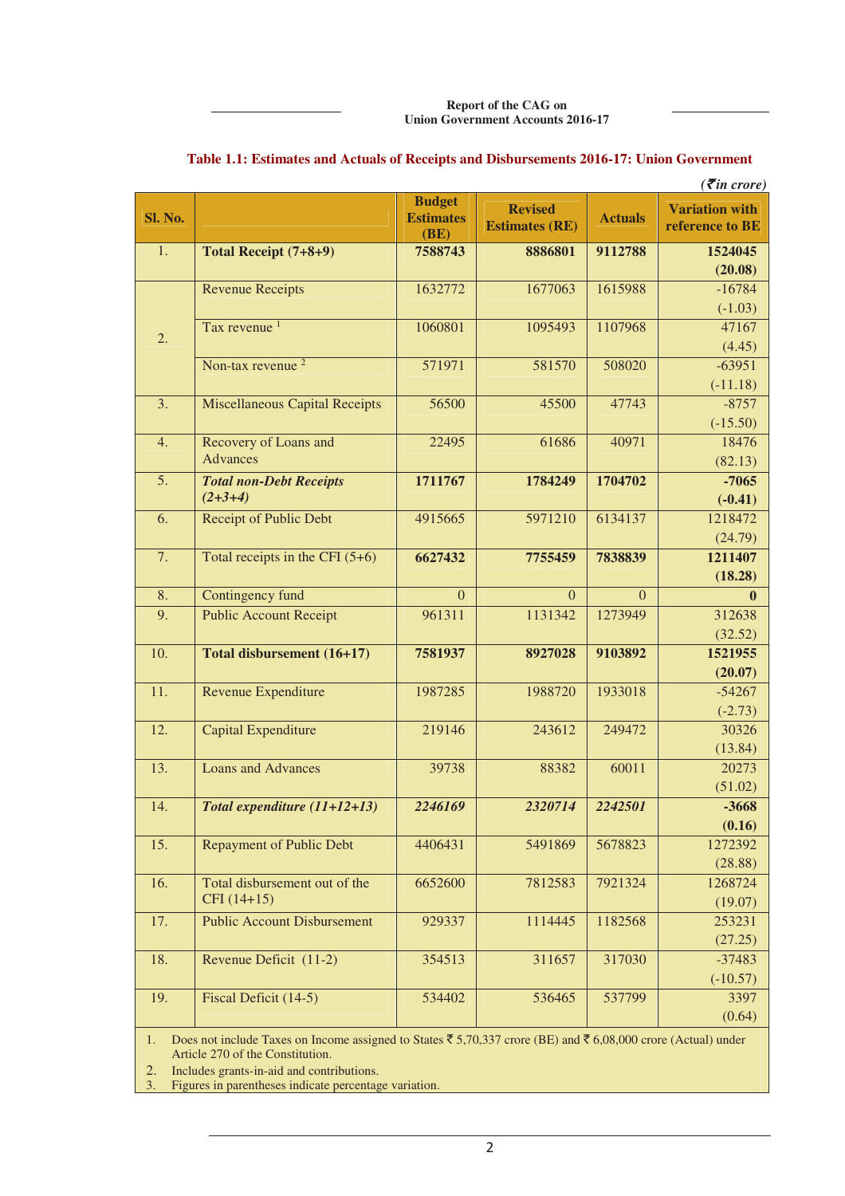**Table 1.1: Estimates and Actuals of Receipts and Disbursements 2016-17: Union Government**

*(₹in crore)*

| Sl. No. | | Budget Estimates (BE) | Revised Estimates (RE) | Actuals | Variation with reference to BE |
|---|---|---|---|---|---|
| 1. | **Total Receipt (7+8+9)** | **7588743** | **8886801** | **9112788** | **1524045 (20.08)** |
| 2. | Revenue Receipts | 1632772 | 1677063 | 1615988 | -16784 (-1.03) |
| | Tax revenue [1] | 1060801 | 1095493 | 1107968 | 47167 (4.45) |
| | Non-tax revenue [2] | 571971 | 581570 | 508020 | -63951 (-11.18) |
| 3. | Miscellaneous Capital Receipts | 56500 | 45500 | 47743 | -8757 (-15.50) |
| 4. | Recovery of Loans and Advances | 22495 | 61686 | 40971 | 18476 (82.13) |
| 5. | ***Total non-Debt Receipts (2+3+4)*** | **1711767** | **1784249** | **1704702** | **-7065 (-0.41)** |
| 6. | Receipt of Public Debt | 4915665 | 5971210 | 6134137 | 1218472 (24.79) |
| 7. | Total receipts in the CFI (5+6) | **6627432** | **7755459** | **7838839** | **1211407 (18.28)** |
| 8. | Contingency fund | 0 | 0 | 0 | **0** |
| 9. | Public Account Receipt | 961311 | 1131342 | 1273949 | 312638 (32.52) |
| 10. | **Total disbursement (16+17)** | **7581937** | **8927028** | **9103892** | **1521955 (20.07)** |
| 11. | Revenue Expenditure | 1987285 | 1988720 | 1933018 | -54267 (-2.73) |
| 12. | Capital Expenditure | 219146 | 243612 | 249472 | 30326 (13.84) |
| 13. | Loans and Advances | 39738 | 88382 | 60011 | 20273 (51.02) |
| 14. | ***Total expenditure (11+12+13)*** | ***2246169*** | ***2320714*** | ***2242501*** | **-3668 (0.16)** |
| 15. | Repayment of Public Debt | 4406431 | 5491869 | 5678823 | 1272392 (28.88) |
| 16. | Total disbursement out of the CFI (14+15) | 6652600 | 7812583 | 7921324 | 1268724 (19.07) |
| 17. | Public Account Disbursement | 929337 | 1114445 | 1182568 | 253231 (27.25) |
| 18. | Revenue Deficit (11-2) | 354513 | 311657 | 317030 | -37483 (-10.57) |
| 19. | Fiscal Deficit (14-5) | 534402 | 536465 | 537799 | 3397 (0.64) |

1. Does not include Taxes on Income assigned to States ₹ 5,70,337 crore (BE) and ₹ 6,08,000 crore (Actual) under Article 270 of the Constitution.
2. Includes grants-in-aid and contributions.
3. Figures in parentheses indicate percentage variation.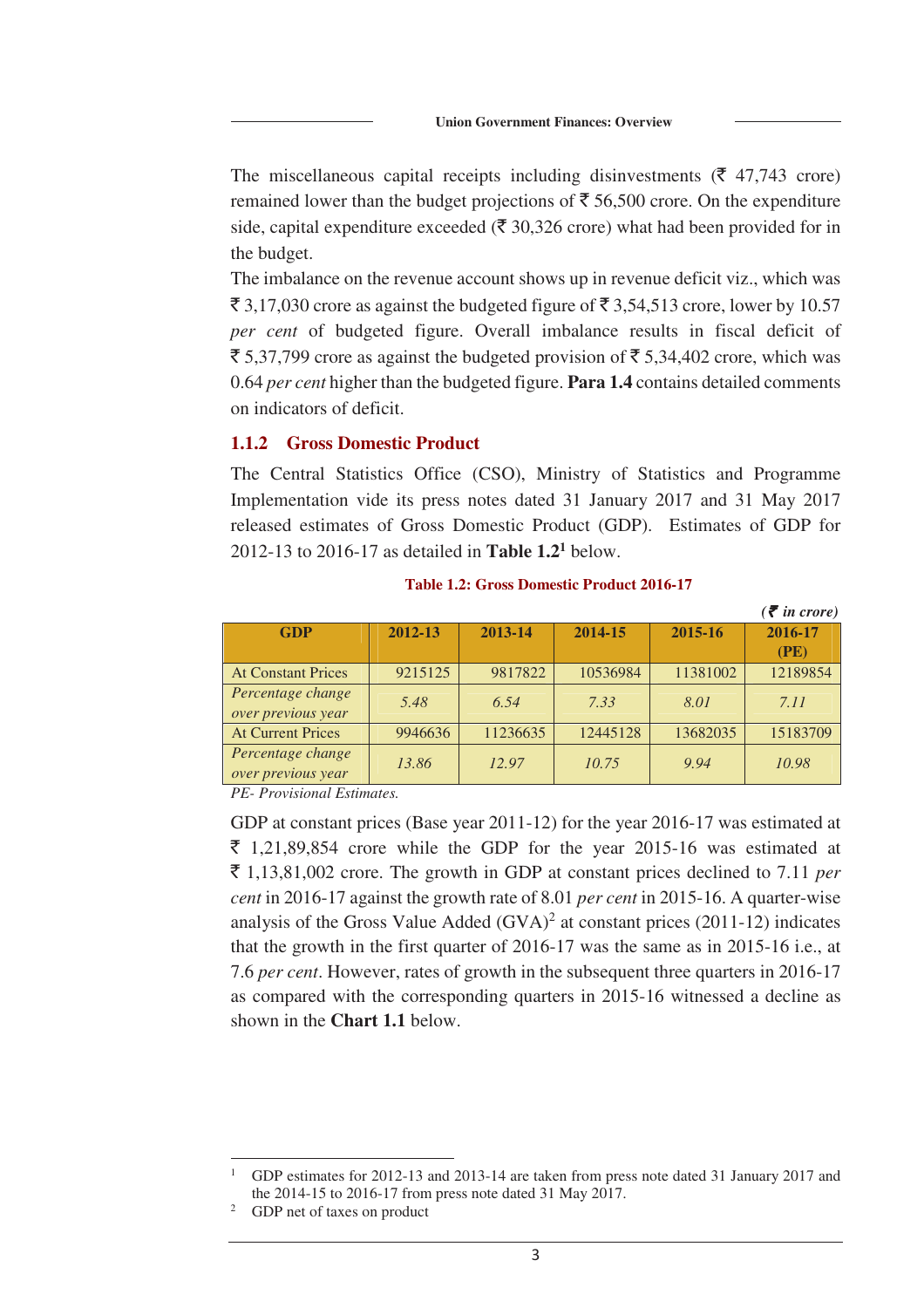The miscellaneous capital receipts including disinvestments (₹ 47,743 crore) remained lower than the budget projections of ₹ 56,500 crore. On the expenditure side, capital expenditure exceeded (₹ 30,326 crore) what had been provided for in the budget.

The imbalance on the revenue account shows up in revenue deficit viz., which was ₹ 3,17,030 crore as against the budgeted figure of ₹ 3,54,513 crore, lower by 10.57 *per cent* of budgeted figure. Overall imbalance results in fiscal deficit of ₹ 5,37,799 crore as against the budgeted provision of ₹ 5,34,402 crore, which was 0.64 *per cent* higher than the budgeted figure. **Para 1.4** contains detailed comments on indicators of deficit.

### 1.1.2 Gross Domestic Product

The Central Statistics Office (CSO), Ministry of Statistics and Programme Implementation vide its press notes dated 31 January 2017 and 31 May 2017 released estimates of Gross Domestic Product (GDP). Estimates of GDP for 2012-13 to 2016-17 as detailed in **Table 1.2**[1] below.

**Table 1.2: Gross Domestic Product 2016-17**

*(₹ in crore)*

| GDP | 2012-13 | 2013-14 | 2014-15 | 2015-16 | 2016-17 (PE) |
|---|---|---|---|---|---|
| At Constant Prices | 9215125 | 9817822 | 10536984 | 11381002 | 12189854 |
| *Percentage change over previous year* | *5.48* | *6.54* | *7.33* | *8.01* | *7.11* |
| At Current Prices | 9946636 | 11236635 | 12445128 | 13682035 | 15183709 |
| *Percentage change over previous year* | *13.86* | *12.97* | *10.75* | *9.94* | *10.98* |

*PE- Provisional Estimates.*

GDP at constant prices (Base year 2011-12) for the year 2016-17 was estimated at ₹ 1,21,89,854 crore while the GDP for the year 2015-16 was estimated at ₹ 1,13,81,002 crore. The growth in GDP at constant prices declined to 7.11 *per cent* in 2016-17 against the growth rate of 8.01 *per cent* in 2015-16. A quarter-wise analysis of the Gross Value Added (GVA)[2] at constant prices (2011-12) indicates that the growth in the first quarter of 2016-17 was the same as in 2015-16 i.e., at 7.6 *per cent*. However, rates of growth in the subsequent three quarters in 2016-17 as compared with the corresponding quarters in 2015-16 witnessed a decline as shown in the **Chart 1.1** below.

---

[1] GDP estimates for 2012-13 and 2013-14 are taken from press note dated 31 January 2017 and the 2014-15 to 2016-17 from press note dated 31 May 2017.

[2] GDP net of taxes on product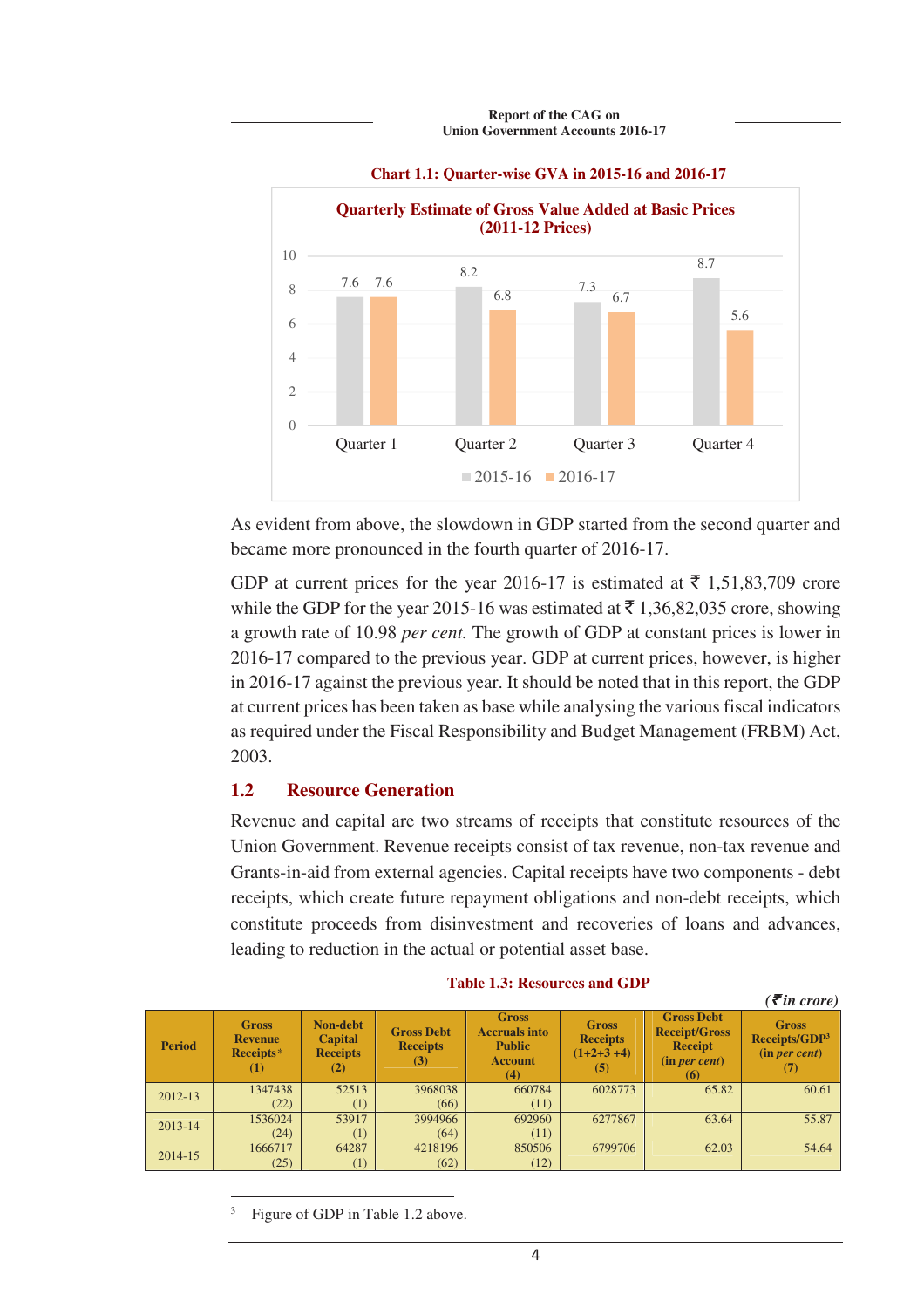**Chart 1.1: Quarter-wise GVA in 2015-16 and 2016-17**

**Quarterly Estimate of Gross Value Added at Basic Prices (2011-12 Prices)**

| | 2015-16 | 2016-17 |
|---|---|---|
| Quarter 1 | 7.6 | 7.6 |
| Quarter 2 | 8.2 | 6.8 |
| Quarter 3 | 7.3 | 6.7 |
| Quarter 4 | 8.7 | 5.6 |

As evident from above, the slowdown in GDP started from the second quarter and became more pronounced in the fourth quarter of 2016-17.

GDP at current prices for the year 2016-17 is estimated at ₹ 1,51,83,709 crore while the GDP for the year 2015-16 was estimated at ₹ 1,36,82,035 crore, showing a growth rate of 10.98 *per cent.* The growth of GDP at constant prices is lower in 2016-17 compared to the previous year. GDP at current prices, however, is higher in 2016-17 against the previous year. It should be noted that in this report, the GDP at current prices has been taken as base while analysing the various fiscal indicators as required under the Fiscal Responsibility and Budget Management (FRBM) Act, 2003.

## 1.2 Resource Generation

Revenue and capital are two streams of receipts that constitute resources of the Union Government. Revenue receipts consist of tax revenue, non-tax revenue and Grants-in-aid from external agencies. Capital receipts have two components - debt receipts, which create future repayment obligations and non-debt receipts, which constitute proceeds from disinvestment and recoveries of loans and advances, leading to reduction in the actual or potential asset base.

**Table 1.3: Resources and GDP**

*(₹ in crore)*

| Period | Gross Revenue Receipts* (1) | Non-debt Capital Receipts (2) | Gross Debt Receipts (3) | Gross Accruals into Public Account (4) | Gross Receipts (1+2+3 +4) (5) | Gross Debt Receipt/Gross Receipt (in *per cent*) (6) | Gross Receipts/GDP[3] (in *per cent*) (7) |
|---|---|---|---|---|---|---|---|
| 2012-13 | 1347438 (22) | 52513 (1) | 3968038 (66) | 660784 (11) | 6028773 | 65.82 | 60.61 |
| 2013-14 | 1536024 (24) | 53917 (1) | 3994966 (64) | 692960 (11) | 6277867 | 63.64 | 55.87 |
| 2014-15 | 1666717 (25) | 64287 (1) | 4218196 (62) | 850506 (12) | 6799706 | 62.03 | 54.64 |

[3] Figure of GDP in Table 1.2 above.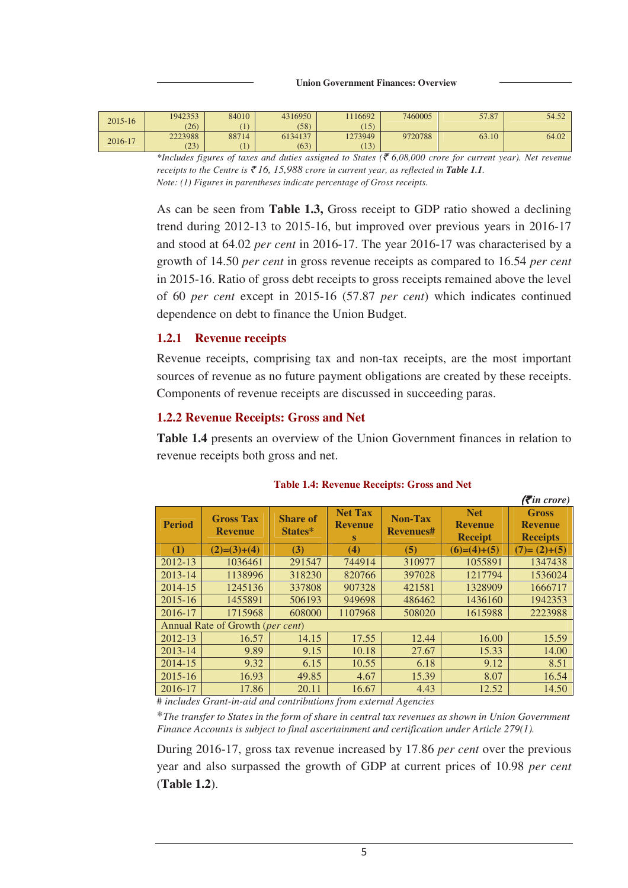| 2015-16 | 1942353 (26) | 84010 (1) | 4316950 (58) | 1116692 (15) | 7460005 | 57.87 | 54.52 |
|---|---|---|---|---|---|---|---|
| 2016-17 | 2223988 (23) | 88714 (1) | 6134137 (63) | 1273949 (13) | 9720788 | 63.10 | 64.02 |

*\*Includes figures of taxes and duties assigned to States (₹ 6,08,000 crore for current year). Net revenue receipts to the Centre is ₹ 16, 15,988 crore in current year, as reflected in **Table 1.1**.*

*Note: (1) Figures in parentheses indicate percentage of Gross receipts.*

As can be seen from **Table 1.3,** Gross receipt to GDP ratio showed a declining trend during 2012-13 to 2015-16, but improved over previous years in 2016-17 and stood at 64.02 *per cent* in 2016-17. The year 2016-17 was characterised by a growth of 14.50 *per cent* in gross revenue receipts as compared to 16.54 *per cent* in 2015-16. Ratio of gross debt receipts to gross receipts remained above the level of 60 *per cent* except in 2015-16 (57.87 *per cent*) which indicates continued dependence on debt to finance the Union Budget.

### 1.2.1 Revenue receipts

Revenue receipts, comprising tax and non-tax receipts, are the most important sources of revenue as no future payment obligations are created by these receipts. Components of revenue receipts are discussed in succeeding paras.

### 1.2.2 Revenue Receipts: Gross and Net

**Table 1.4** presents an overview of the Union Government finances in relation to revenue receipts both gross and net.

**Table 1.4: Revenue Receipts: Gross and Net**

*(₹in crore)*

| Period | Gross Tax Revenue | Share of States* | Net Tax Revenues | Non-Tax Revenues# | Net Revenue Receipt | Gross Revenue Receipts |
|---|---|---|---|---|---|---|
| (1) | (2)=(3)+(4) | (3) | (4) | (5) | (6)=(4)+(5) | (7)= (2)+(5) |
| 2012-13 | 1036461 | 291547 | 744914 | 310977 | 1055891 | 1347438 |
| 2013-14 | 1138996 | 318230 | 820766 | 397028 | 1217794 | 1536024 |
| 2014-15 | 1245136 | 337808 | 907328 | 421581 | 1328909 | 1666717 |
| 2015-16 | 1455891 | 506193 | 949698 | 486462 | 1436160 | 1942353 |
| 2016-17 | 1715968 | 608000 | 1107968 | 508020 | 1615988 | 2223988 |
| Annual Rate of Growth (*per cent*) | | | | | | |
| 2012-13 | 16.57 | 14.15 | 17.55 | 12.44 | 16.00 | 15.59 |
| 2013-14 | 9.89 | 9.15 | 10.18 | 27.67 | 15.33 | 14.00 |
| 2014-15 | 9.32 | 6.15 | 10.55 | 6.18 | 9.12 | 8.51 |
| 2015-16 | 16.93 | 49.85 | 4.67 | 15.39 | 8.07 | 16.54 |
| 2016-17 | 17.86 | 20.11 | 16.67 | 4.43 | 12.52 | 14.50 |

*# includes Grant-in-aid and contributions from external Agencies*

*\*The transfer to States in the form of share in central tax revenues as shown in Union Government Finance Accounts is subject to final ascertainment and certification under Article 279(1).*

During 2016-17, gross tax revenue increased by 17.86 *per cent* over the previous year and also surpassed the growth of GDP at current prices of 10.98 *per cent* (**Table 1.2**).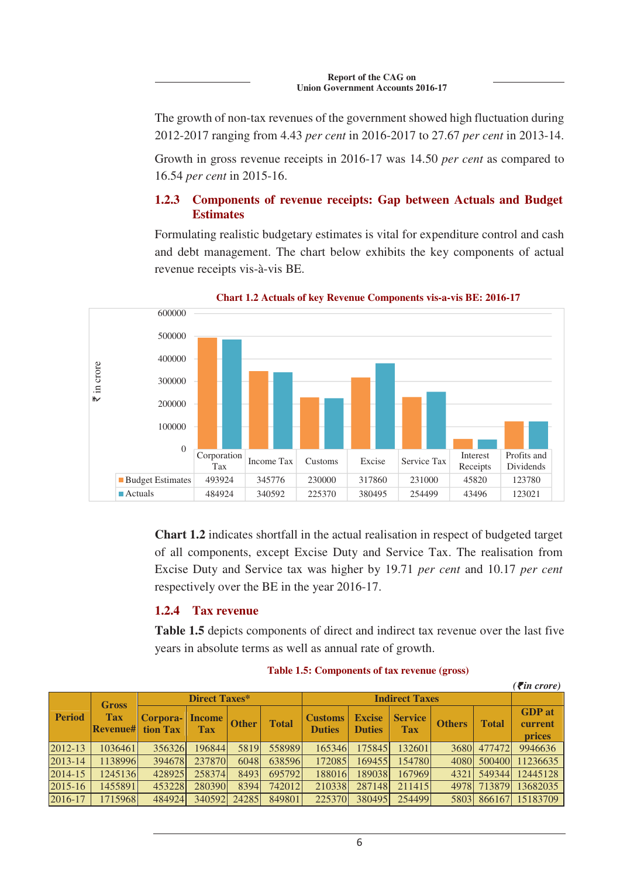The growth of non-tax revenues of the government showed high fluctuation during 2012-2017 ranging from 4.43 *per cent* in 2016-2017 to 27.67 *per cent* in 2013-14.

Growth in gross revenue receipts in 2016-17 was 14.50 *per cent* as compared to 16.54 *per cent* in 2015-16.

### 1.2.3 Components of revenue receipts: Gap between Actuals and Budget Estimates

Formulating realistic budgetary estimates is vital for expenditure control and cash and debt management. The chart below exhibits the key components of actual revenue receipts vis-à-vis BE.

**Chart 1.2 Actuals of key Revenue Components vis-a-vis BE: 2016-17**

(₹ in crore)

| | Corporation Tax | Income Tax | Customs | Excise | Service Tax | Interest Receipts | Profits and Dividends |
|---|---|---|---|---|---|---|---|
| Budget Estimates | 493924 | 345776 | 230000 | 317860 | 231000 | 45820 | 123780 |
| Actuals | 484924 | 340592 | 225370 | 380495 | 254499 | 43496 | 123021 |

**Chart 1.2** indicates shortfall in the actual realisation in respect of budgeted target of all components, except Excise Duty and Service Tax. The realisation from Excise Duty and Service tax was higher by 19.71 *per cent* and 10.17 *per cent* respectively over the BE in the year 2016-17.

### 1.2.4 Tax revenue

**Table 1.5** depicts components of direct and indirect tax revenue over the last five years in absolute terms as well as annual rate of growth.

**Table 1.5: Components of tax revenue (gross)**

*(₹in crore)*

| Period | Gross Tax Revenue# | Direct Taxes* | | | | Indirect Taxes | | | | | GDP at current prices |
|---|---|---|---|---|---|---|---|---|---|---|---|
| | | Corpora-tion Tax | Income Tax | Other | Total | Customs Duties | Excise Duties | Service Tax | Others | Total | |
| 2012-13 | 1036461 | 356326 | 196844 | 5819 | 558989 | 165346 | 175845 | 132601 | 3680 | 477472 | 9946636 |
| 2013-14 | 1138996 | 394678 | 237870 | 6048 | 638596 | 172085 | 169455 | 154780 | 4080 | 500400 | 11236635 |
| 2014-15 | 1245136 | 428925 | 258374 | 8493 | 695792 | 188016 | 189038 | 167969 | 4321 | 549344 | 12445128 |
| 2015-16 | 1455891 | 453228 | 280390 | 8394 | 742012 | 210338 | 287148 | 211415 | 4978 | 713879 | 13682035 |
| 2016-17 | 1715968 | 484924 | 340592 | 24285 | 849801 | 225370 | 380495 | 254499 | 5803 | 866167 | 15183709 |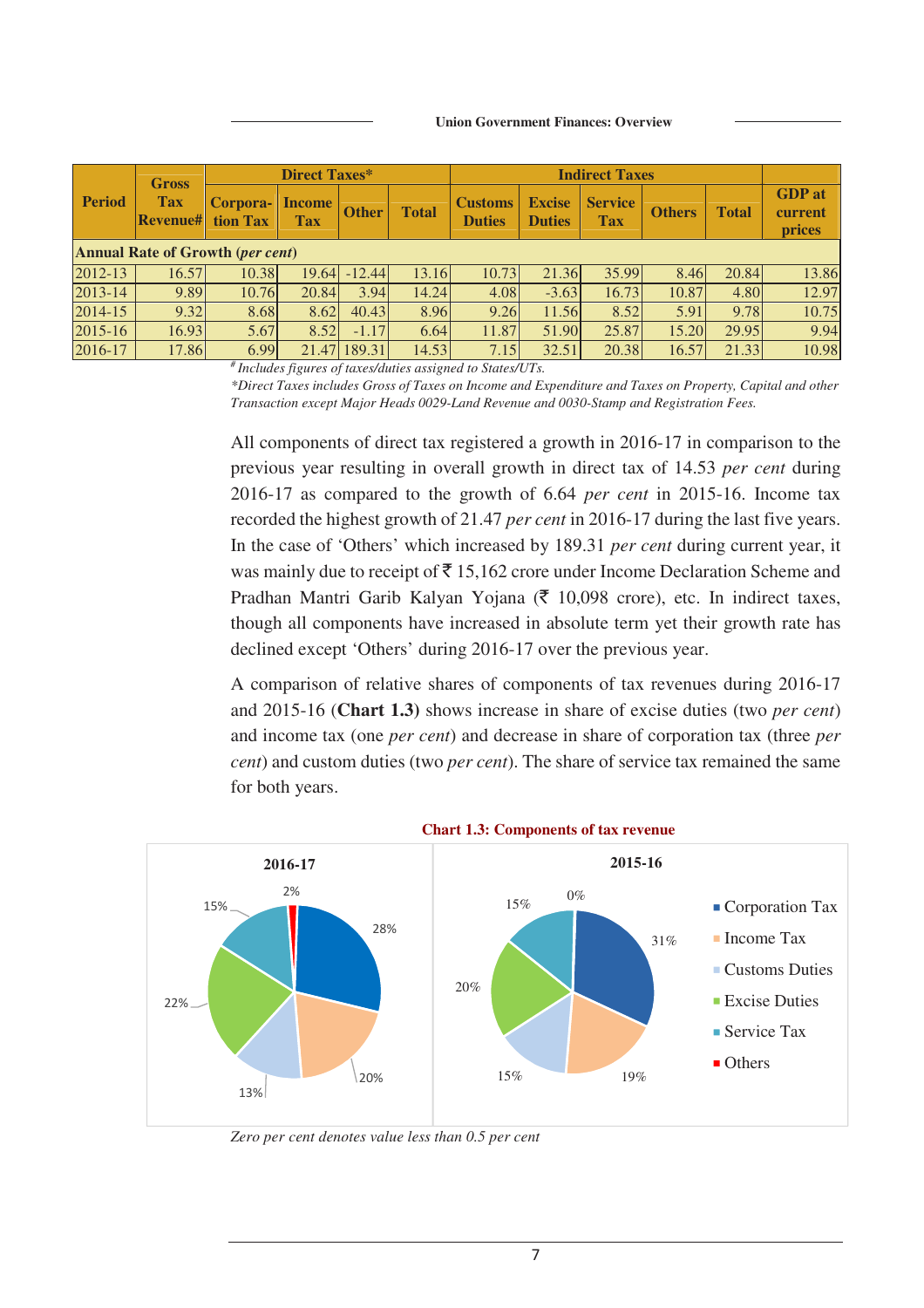| Period | Gross Tax Revenue# | Direct Taxes* | | | | Indirect Taxes | | | | | GDP at current prices |
|---|---|---|---|---|---|---|---|---|---|---|---|
| | | Corporation Tax | Income Tax | Other | Total | Customs Duties | Excise Duties | Service Tax | Others | Total | |
| **Annual Rate of Growth (*per cent*)** | | | | | | | | | | | |
| 2012-13 | 16.57 | 10.38 | 19.64 | -12.44 | 13.16 | 10.73 | 21.36 | 35.99 | 8.46 | 20.84 | 13.86 |
| 2013-14 | 9.89 | 10.76 | 20.84 | 3.94 | 14.24 | 4.08 | -3.63 | 16.73 | 10.87 | 4.80 | 12.97 |
| 2014-15 | 9.32 | 8.68 | 8.62 | 40.43 | 8.96 | 9.26 | 11.56 | 8.52 | 5.91 | 9.78 | 10.75 |
| 2015-16 | 16.93 | 5.67 | 8.52 | -1.17 | 6.64 | 11.87 | 51.90 | 25.87 | 15.20 | 29.95 | 9.94 |
| 2016-17 | 17.86 | 6.99 | 21.47 | 189.31 | 14.53 | 7.15 | 32.51 | 20.38 | 16.57 | 21.33 | 10.98 |

*# Includes figures of taxes/duties assigned to States/UTs.*

*\*Direct Taxes includes Gross of Taxes on Income and Expenditure and Taxes on Property, Capital and other Transaction except Major Heads 0029-Land Revenue and 0030-Stamp and Registration Fees.*

All components of direct tax registered a growth in 2016-17 in comparison to the previous year resulting in overall growth in direct tax of 14.53 *per cent* during 2016-17 as compared to the growth of 6.64 *per cent* in 2015-16. Income tax recorded the highest growth of 21.47 *per cent* in 2016-17 during the last five years. In the case of 'Others' which increased by 189.31 *per cent* during current year, it was mainly due to receipt of ₹ 15,162 crore under Income Declaration Scheme and Pradhan Mantri Garib Kalyan Yojana (₹ 10,098 crore), etc. In indirect taxes, though all components have increased in absolute term yet their growth rate has declined except 'Others' during 2016-17 over the previous year.

A comparison of relative shares of components of tax revenues during 2016-17 and 2015-16 (**Chart 1.3**) shows increase in share of excise duties (two *per cent*) and income tax (one *per cent*) and decrease in share of corporation tax (three *per cent*) and custom duties (two *per cent*). The share of service tax remained the same for both years.

**Chart 1.3: Components of tax revenue**

| Component | 2016-17 | 2015-16 |
|---|---|---|
| Corporation Tax | 28% | 31% |
| Income Tax | 20% | 19% |
| Customs Duties | 13% | 15% |
| Excise Duties | 22% | 20% |
| Service Tax | 15% | 15% |
| Others | 2% | 0% |

*Zero per cent denotes value less than 0.5 per cent*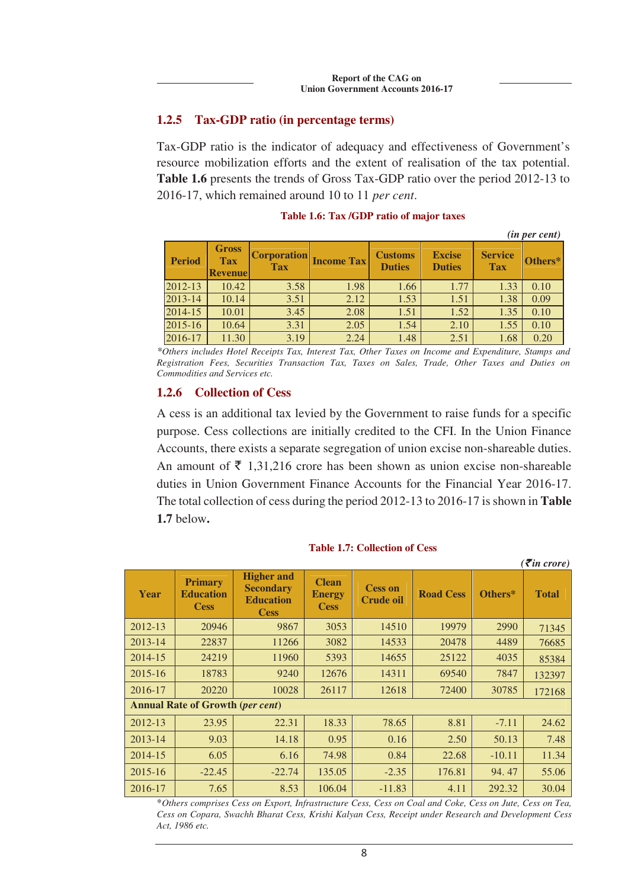### 1.2.5 Tax-GDP ratio (in percentage terms)

Tax-GDP ratio is the indicator of adequacy and effectiveness of Government's resource mobilization efforts and the extent of realisation of the tax potential. **Table 1.6** presents the trends of Gross Tax-GDP ratio over the period 2012-13 to 2016-17, which remained around 10 to 11 *per cent*.

**Table 1.6: Tax /GDP ratio of major taxes**

*(in per cent)*

| Period | Gross Tax Revenue | Corporation Tax | Income Tax | Customs Duties | Excise Duties | Service Tax | Others* |
|---|---|---|---|---|---|---|---|
| 2012-13 | 10.42 | 3.58 | 1.98 | 1.66 | 1.77 | 1.33 | 0.10 |
| 2013-14 | 10.14 | 3.51 | 2.12 | 1.53 | 1.51 | 1.38 | 0.09 |
| 2014-15 | 10.01 | 3.45 | 2.08 | 1.51 | 1.52 | 1.35 | 0.10 |
| 2015-16 | 10.64 | 3.31 | 2.05 | 1.54 | 2.10 | 1.55 | 0.10 |
| 2016-17 | 11.30 | 3.19 | 2.24 | 1.48 | 2.51 | 1.68 | 0.20 |

*\*Others includes Hotel Receipts Tax, Interest Tax, Other Taxes on Income and Expenditure, Stamps and Registration Fees, Securities Transaction Tax, Taxes on Sales, Trade, Other Taxes and Duties on Commodities and Services etc.*

### 1.2.6 Collection of Cess

A cess is an additional tax levied by the Government to raise funds for a specific purpose. Cess collections are initially credited to the CFI. In the Union Finance Accounts, there exists a separate segregation of union excise non-shareable duties. An amount of ₹ 1,31,216 crore has been shown as union excise non-shareable duties in Union Government Finance Accounts for the Financial Year 2016-17. The total collection of cess during the period 2012-13 to 2016-17 is shown in **Table 1.7** below**.**

**Table 1.7: Collection of Cess**

*(₹in crore)*

| Year | Primary Education Cess | Higher and Secondary Education Cess | Clean Energy Cess | Cess on Crude oil | Road Cess | Others* | Total |
|---|---|---|---|---|---|---|---|
| 2012-13 | 20946 | 9867 | 3053 | 14510 | 19979 | 2990 | 71345 |
| 2013-14 | 22837 | 11266 | 3082 | 14533 | 20478 | 4489 | 76685 |
| 2014-15 | 24219 | 11960 | 5393 | 14655 | 25122 | 4035 | 85384 |
| 2015-16 | 18783 | 9240 | 12676 | 14311 | 69540 | 7847 | 132397 |
| 2016-17 | 20220 | 10028 | 26117 | 12618 | 72400 | 30785 | 172168 |
| **Annual Rate of Growth (*per cent*)** | | | | | | | |
| 2012-13 | 23.95 | 22.31 | 18.33 | 78.65 | 8.81 | -7.11 | 24.62 |
| 2013-14 | 9.03 | 14.18 | 0.95 | 0.16 | 2.50 | 50.13 | 7.48 |
| 2014-15 | 6.05 | 6.16 | 74.98 | 0.84 | 22.68 | -10.11 | 11.34 |
| 2015-16 | -22.45 | -22.74 | 135.05 | -2.35 | 176.81 | 94. 47 | 55.06 |
| 2016-17 | 7.65 | 8.53 | 106.04 | -11.83 | 4.11 | 292.32 | 30.04 |

*\*Others comprises Cess on Export, Infrastructure Cess, Cess on Coal and Coke, Cess on Jute, Cess on Tea, Cess on Copara, Swachh Bharat Cess, Krishi Kalyan Cess, Receipt under Research and Development Cess Act, 1986 etc.*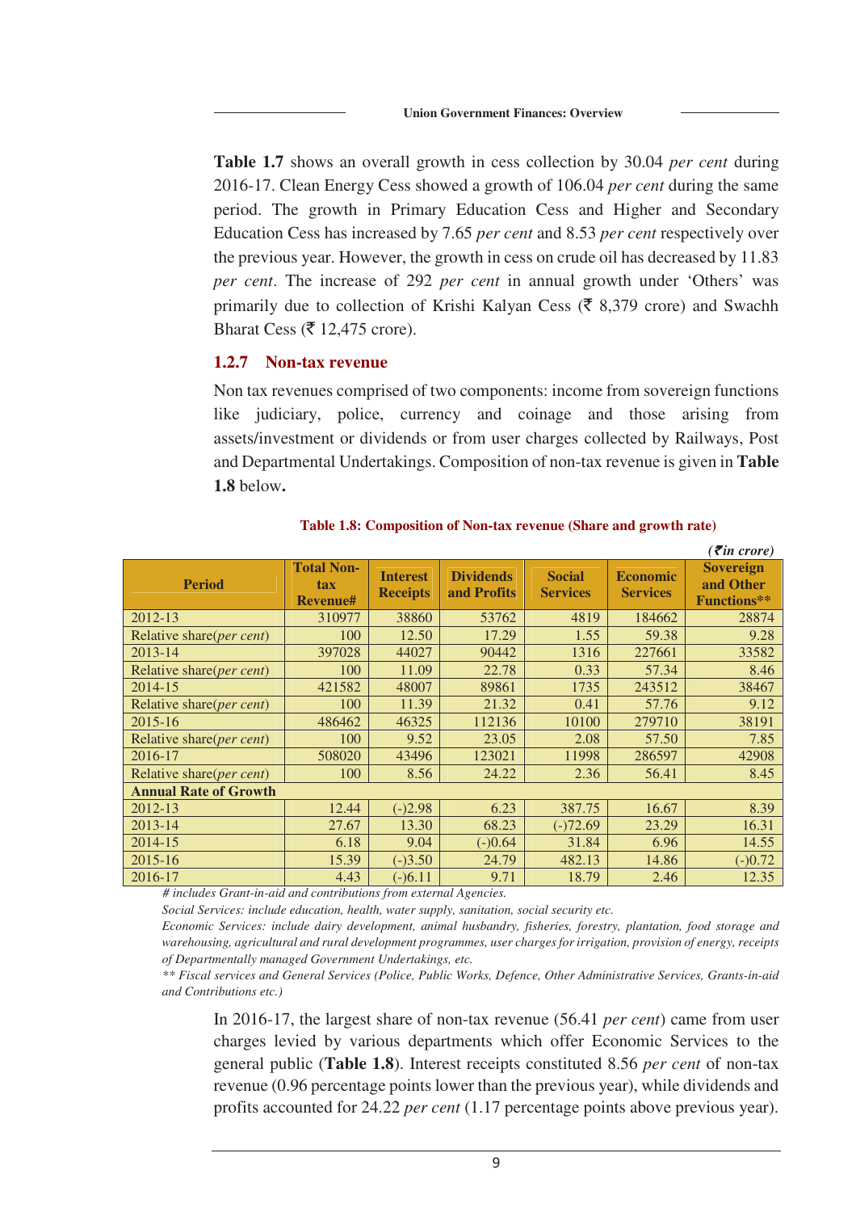**Table 1.7** shows an overall growth in cess collection by 30.04 *per cent* during 2016-17. Clean Energy Cess showed a growth of 106.04 *per cent* during the same period. The growth in Primary Education Cess and Higher and Secondary Education Cess has increased by 7.65 *per cent* and 8.53 *per cent* respectively over the previous year. However, the growth in cess on crude oil has decreased by 11.83 *per cent*. The increase of 292 *per cent* in annual growth under 'Others' was primarily due to collection of Krishi Kalyan Cess (₹ 8,379 crore) and Swachh Bharat Cess (₹ 12,475 crore).

### 1.2.7 Non-tax revenue

Non tax revenues comprised of two components: income from sovereign functions like judiciary, police, currency and coinage and those arising from assets/investment or dividends or from user charges collected by Railways, Post and Departmental Undertakings. Composition of non-tax revenue is given in **Table 1.8** below**.**

**Table 1.8: Composition of Non-tax revenue (Share and growth rate)**

*(₹in crore)*

| Period | Total Non-tax Revenue# | Interest Receipts | Dividends and Profits | Social Services | Economic Services | Sovereign and Other Functions** |
|---|---|---|---|---|---|---|
| 2012-13 | 310977 | 38860 | 53762 | 4819 | 184662 | 28874 |
| Relative share(*per cent*) | 100 | 12.50 | 17.29 | 1.55 | 59.38 | 9.28 |
| 2013-14 | 397028 | 44027 | 90442 | 1316 | 227661 | 33582 |
| Relative share(*per cent*) | 100 | 11.09 | 22.78 | 0.33 | 57.34 | 8.46 |
| 2014-15 | 421582 | 48007 | 89861 | 1735 | 243512 | 38467 |
| Relative share(*per cent*) | 100 | 11.39 | 21.32 | 0.41 | 57.76 | 9.12 |
| 2015-16 | 486462 | 46325 | 112136 | 10100 | 279710 | 38191 |
| Relative share(*per cent*) | 100 | 9.52 | 23.05 | 2.08 | 57.50 | 7.85 |
| 2016-17 | 508020 | 43496 | 123021 | 11998 | 286597 | 42908 |
| Relative share(*per cent*) | 100 | 8.56 | 24.22 | 2.36 | 56.41 | 8.45 |
| **Annual Rate of Growth** | | | | | | |
| 2012-13 | 12.44 | (-)2.98 | 6.23 | 387.75 | 16.67 | 8.39 |
| 2013-14 | 27.67 | 13.30 | 68.23 | (-)72.69 | 23.29 | 16.31 |
| 2014-15 | 6.18 | 9.04 | (-)0.64 | 31.84 | 6.96 | 14.55 |
| 2015-16 | 15.39 | (-)3.50 | 24.79 | 482.13 | 14.86 | (-)0.72 |
| 2016-17 | 4.43 | (-)6.11 | 9.71 | 18.79 | 2.46 | 12.35 |

*# includes Grant-in-aid and contributions from external Agencies.*

*Social Services: include education, health, water supply, sanitation, social security etc.*

*Economic Services: include dairy development, animal husbandry, fisheries, forestry, plantation, food storage and warehousing, agricultural and rural development programmes, user charges for irrigation, provision of energy, receipts of Departmentally managed Government Undertakings, etc.*

*** Fiscal services and General Services (Police, Public Works, Defence, Other Administrative Services, Grants-in-aid and Contributions etc.)*

In 2016-17, the largest share of non-tax revenue (56.41 *per cent*) came from user charges levied by various departments which offer Economic Services to the general public (**Table 1.8**). Interest receipts constituted 8.56 *per cent* of non-tax revenue (0.96 percentage points lower than the previous year), while dividends and profits accounted for 24.22 *per cent* (1.17 percentage points above previous year).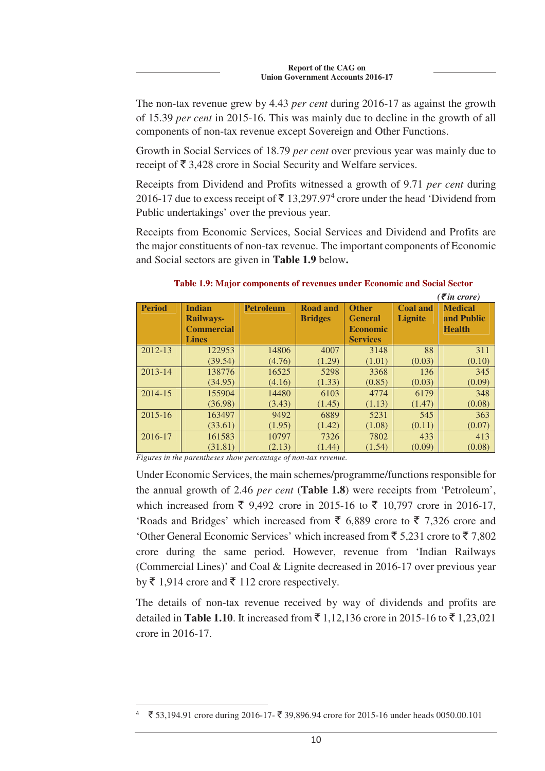The non-tax revenue grew by 4.43 *per cent* during 2016-17 as against the growth of 15.39 *per cent* in 2015-16. This was mainly due to decline in the growth of all components of non-tax revenue except Sovereign and Other Functions.

Growth in Social Services of 18.79 *per cent* over previous year was mainly due to receipt of ₹ 3,428 crore in Social Security and Welfare services.

Receipts from Dividend and Profits witnessed a growth of 9.71 *per cent* during 2016-17 due to excess receipt of ₹ 13,297.97[4] crore under the head 'Dividend from Public undertakings' over the previous year.

Receipts from Economic Services, Social Services and Dividend and Profits are the major constituents of non-tax revenue. The important components of Economic and Social sectors are given in **Table 1.9** below**.**

**Table 1.9: Major components of revenues under Economic and Social Sector**

*(₹ in crore)*

| Period | Indian Railways-Commercial Lines | Petroleum | Road and Bridges | Other General Economic Services | Coal and Lignite | Medical and Public Health |
|---|---|---|---|---|---|---|
| 2012-13 | 122953 (39.54) | 14806 (4.76) | 4007 (1.29) | 3148 (1.01) | 88 (0.03) | 311 (0.10) |
| 2013-14 | 138776 (34.95) | 16525 (4.16) | 5298 (1.33) | 3368 (0.85) | 136 (0.03) | 345 (0.09) |
| 2014-15 | 155904 (36.98) | 14480 (3.43) | 6103 (1.45) | 4774 (1.13) | 6179 (1.47) | 348 (0.08) |
| 2015-16 | 163497 (33.61) | 9492 (1.95) | 6889 (1.42) | 5231 (1.08) | 545 (0.11) | 363 (0.07) |
| 2016-17 | 161583 (31.81) | 10797 (2.13) | 7326 (1.44) | 7802 (1.54) | 433 (0.09) | 413 (0.08) |

*Figures in the parentheses show percentage of non-tax revenue.*

Under Economic Services, the main schemes/programme/functions responsible for the annual growth of 2.46 *per cent* (**Table 1.8**) were receipts from 'Petroleum', which increased from ₹ 9,492 crore in 2015-16 to ₹ 10,797 crore in 2016-17, 'Roads and Bridges' which increased from ₹ 6,889 crore to ₹ 7,326 crore and 'Other General Economic Services' which increased from ₹ 5,231 crore to ₹ 7,802 crore during the same period. However, revenue from 'Indian Railways (Commercial Lines)' and Coal & Lignite decreased in 2016-17 over previous year by ₹ 1,914 crore and ₹ 112 crore respectively.

The details of non-tax revenue received by way of dividends and profits are detailed in **Table 1.10**. It increased from ₹ 1,12,136 crore in 2015-16 to ₹ 1,23,021 crore in 2016-17.

---

[4] ₹ 53,194.91 crore during 2016-17- ₹ 39,896.94 crore for 2015-16 under heads 0050.00.101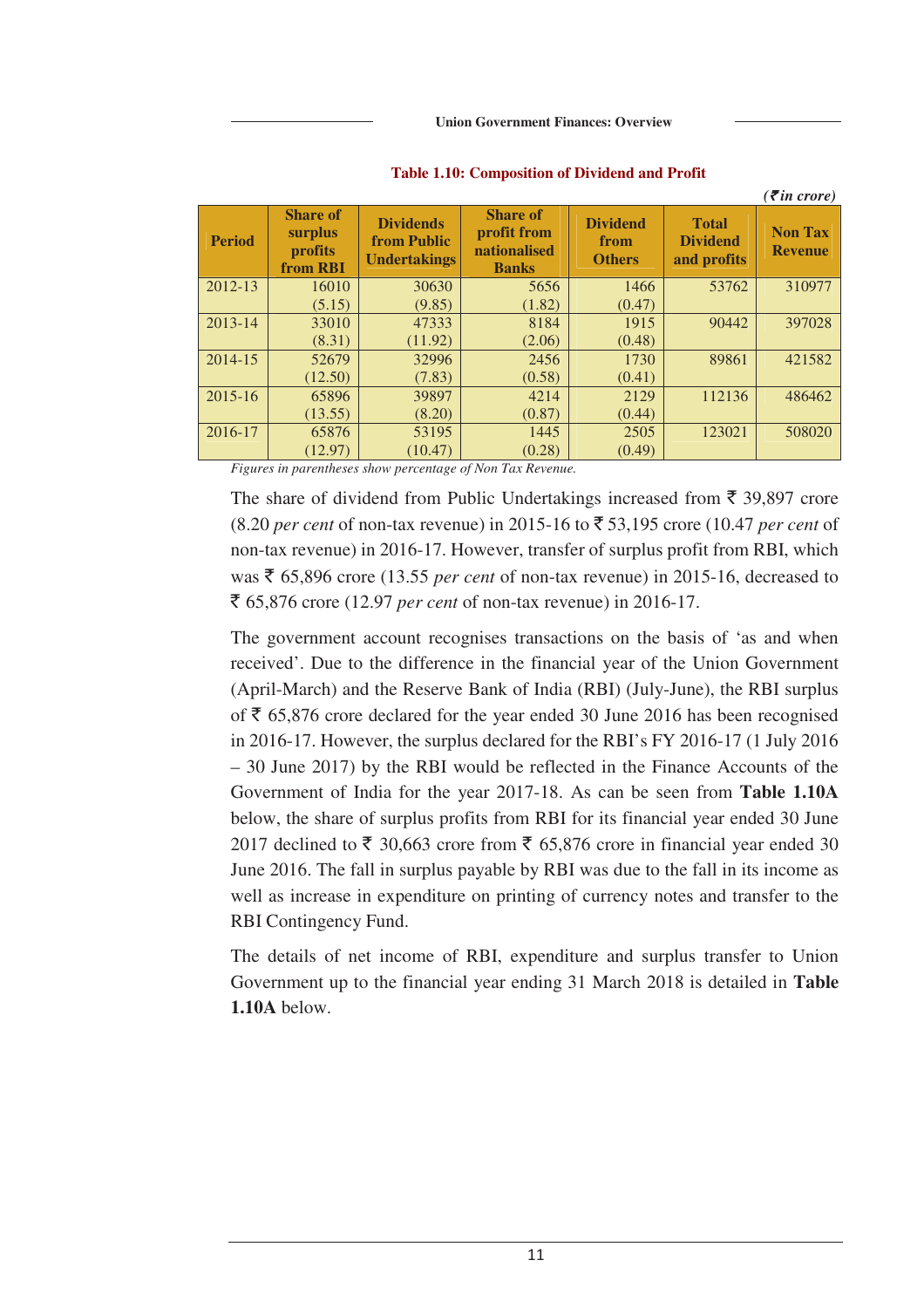**Table 1.10: Composition of Dividend and Profit**

*(₹ in crore)*

| Period | Share of surplus profits from RBI | Dividends from Public Undertakings | Share of profit from nationalised Banks | Dividend from Others | Total Dividend and profits | Non Tax Revenue |
|---|---|---|---|---|---|---|
| 2012-13 | 16010 (5.15) | 30630 (9.85) | 5656 (1.82) | 1466 (0.47) | 53762 | 310977 |
| 2013-14 | 33010 (8.31) | 47333 (11.92) | 8184 (2.06) | 1915 (0.48) | 90442 | 397028 |
| 2014-15 | 52679 (12.50) | 32996 (7.83) | 2456 (0.58) | 1730 (0.41) | 89861 | 421582 |
| 2015-16 | 65896 (13.55) | 39897 (8.20) | 4214 (0.87) | 2129 (0.44) | 112136 | 486462 |
| 2016-17 | 65876 (12.97) | 53195 (10.47) | 1445 (0.28) | 2505 (0.49) | 123021 | 508020 |

*Figures in parentheses show percentage of Non Tax Revenue.*

The share of dividend from Public Undertakings increased from ₹ 39,897 crore (8.20 *per cent* of non-tax revenue) in 2015-16 to ₹ 53,195 crore (10.47 *per cent* of non-tax revenue) in 2016-17. However, transfer of surplus profit from RBI, which was ₹ 65,896 crore (13.55 *per cent* of non-tax revenue) in 2015-16, decreased to ₹ 65,876 crore (12.97 *per cent* of non-tax revenue) in 2016-17.

The government account recognises transactions on the basis of 'as and when received'. Due to the difference in the financial year of the Union Government (April-March) and the Reserve Bank of India (RBI) (July-June), the RBI surplus of ₹ 65,876 crore declared for the year ended 30 June 2016 has been recognised in 2016-17. However, the surplus declared for the RBI's FY 2016-17 (1 July 2016 – 30 June 2017) by the RBI would be reflected in the Finance Accounts of the Government of India for the year 2017-18. As can be seen from **Table 1.10A** below, the share of surplus profits from RBI for its financial year ended 30 June 2017 declined to ₹ 30,663 crore from ₹ 65,876 crore in financial year ended 30 June 2016. The fall in surplus payable by RBI was due to the fall in its income as well as increase in expenditure on printing of currency notes and transfer to the RBI Contingency Fund.

The details of net income of RBI, expenditure and surplus transfer to Union Government up to the financial year ending 31 March 2018 is detailed in **Table 1.10A** below.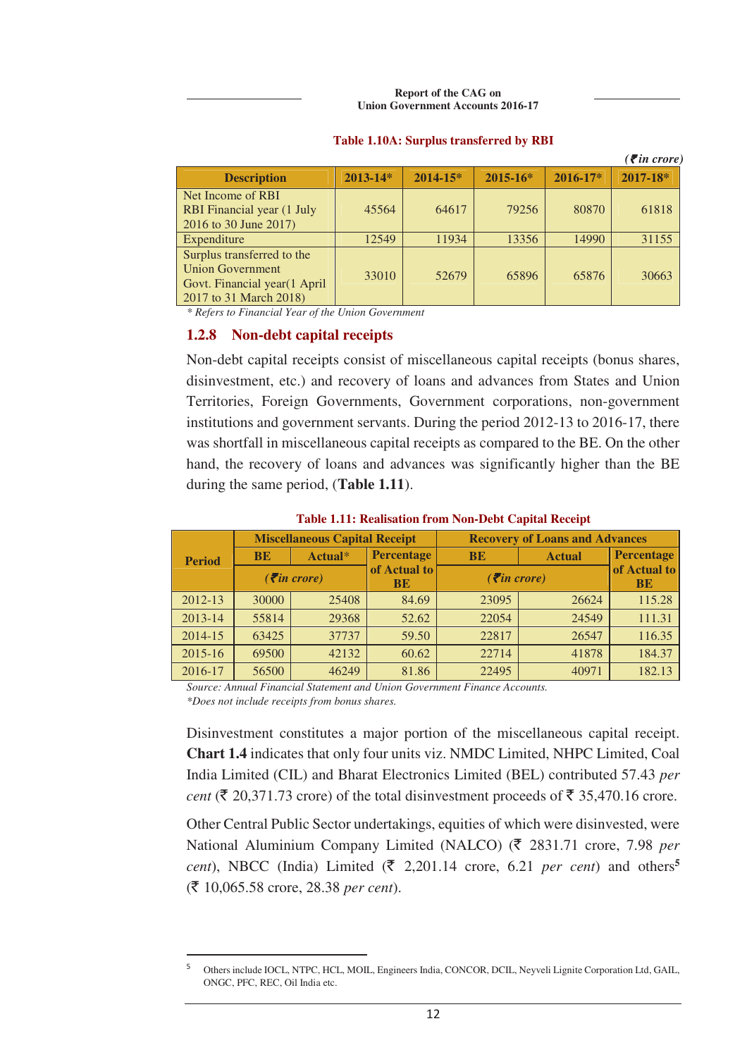**Table 1.10A: Surplus transferred by RBI**

*(₹ in crore)*

| Description | 2013-14* | 2014-15* | 2015-16* | 2016-17* | 2017-18* |
|---|---|---|---|---|---|
| Net Income of RBI RBI Financial year (1 July 2016 to 30 June 2017) | 45564 | 64617 | 79256 | 80870 | 61818 |
| Expenditure | 12549 | 11934 | 13356 | 14990 | 31155 |
| Surplus transferred to the Union Government Govt. Financial year(1 April 2017 to 31 March 2018) | 33010 | 52679 | 65896 | 65876 | 30663 |

*\* Refers to Financial Year of the Union Government*

### 1.2.8 Non-debt capital receipts

Non-debt capital receipts consist of miscellaneous capital receipts (bonus shares, disinvestment, etc.) and recovery of loans and advances from States and Union Territories, Foreign Governments, Government corporations, non-government institutions and government servants. During the period 2012-13 to 2016-17, there was shortfall in miscellaneous capital receipts as compared to the BE. On the other hand, the recovery of loans and advances was significantly higher than the BE during the same period, (**Table 1.11**).

**Table 1.11: Realisation from Non-Debt Capital Receipt**

| Period | Miscellaneous Capital Receipt | | | Recovery of Loans and Advances | | |
|---|---|---|---|---|---|---|
| | BE (₹ in crore) | Actual* (₹ in crore) | Percentage of Actual to BE | BE (₹ in crore) | Actual (₹ in crore) | Percentage of Actual to BE |
| 2012-13 | 30000 | 25408 | 84.69 | 23095 | 26624 | 115.28 |
| 2013-14 | 55814 | 29368 | 52.62 | 22054 | 24549 | 111.31 |
| 2014-15 | 63425 | 37737 | 59.50 | 22817 | 26547 | 116.35 |
| 2015-16 | 69500 | 42132 | 60.62 | 22714 | 41878 | 184.37 |
| 2016-17 | 56500 | 46249 | 81.86 | 22495 | 40971 | 182.13 |

*Source: Annual Financial Statement and Union Government Finance Accounts.*
*\*Does not include receipts from bonus shares.*

Disinvestment constitutes a major portion of the miscellaneous capital receipt. **Chart 1.4** indicates that only four units viz. NMDC Limited, NHPC Limited, Coal India Limited (CIL) and Bharat Electronics Limited (BEL) contributed 57.43 *per cent* (₹ 20,371.73 crore) of the total disinvestment proceeds of ₹ 35,470.16 crore.

Other Central Public Sector undertakings, equities of which were disinvested, were National Aluminium Company Limited (NALCO) (₹ 2831.71 crore, 7.98 *per cent*), NBCC (India) Limited (₹ 2,201.14 crore, 6.21 *per cent*) and others[5] (₹ 10,065.58 crore, 28.38 *per cent*).

[5] Others include IOCL, NTPC, HCL, MOIL, Engineers India, CONCOR, DCIL, Neyveli Lignite Corporation Ltd, GAIL, ONGC, PFC, REC, Oil India etc.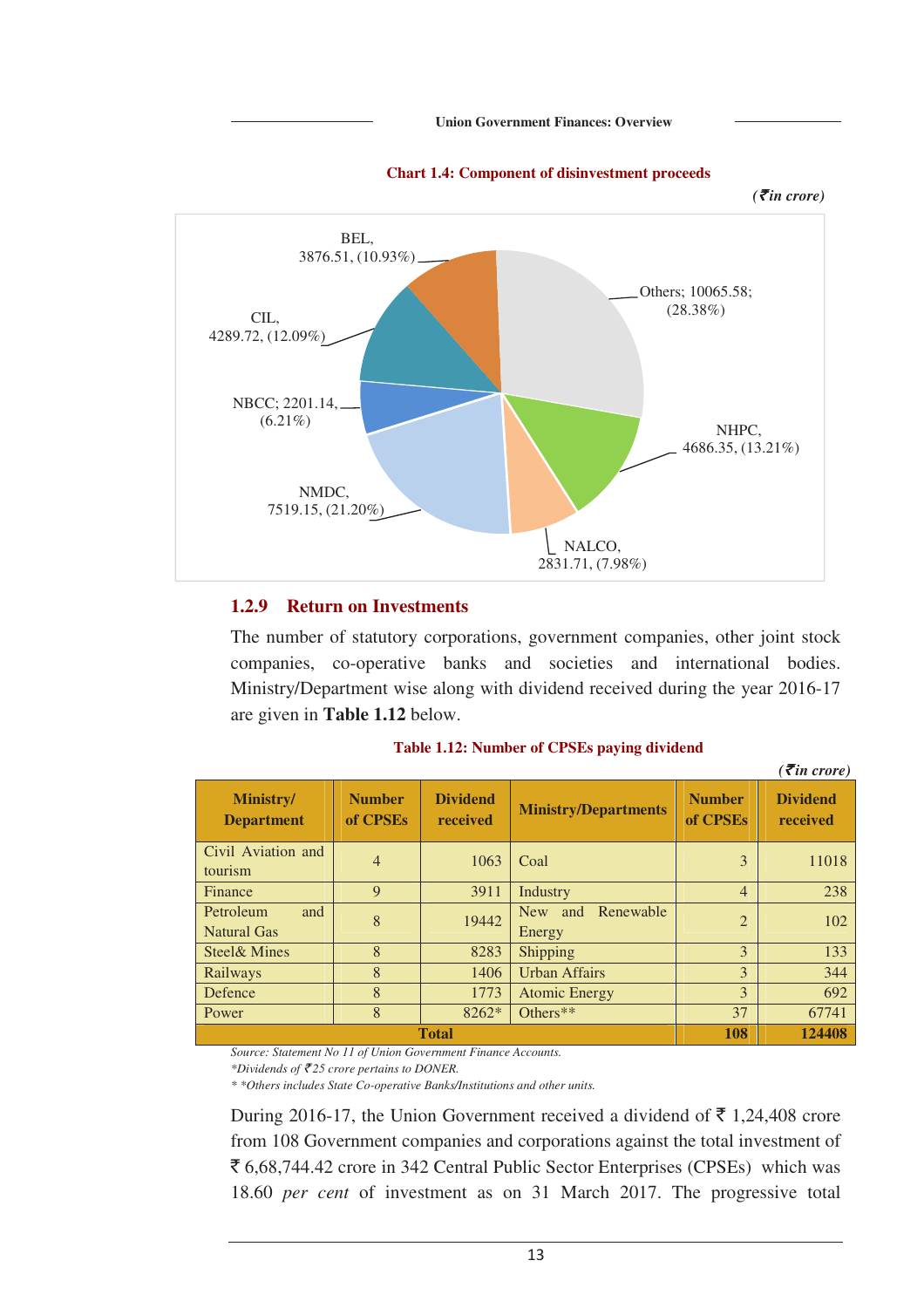**Chart 1.4: Component of disinvestment proceeds**

*(₹in crore)*

BEL, 3876.51, (10.93%)

Others; 10065.58; (28.38%)

CIL, 4289.72, (12.09%)

NBCC; 2201.14, (6.21%)

NHPC, 4686.35, (13.21%)

NMDC, 7519.15, (21.20%)

NALCO, 2831.71, (7.98%)

### 1.2.9 Return on Investments

The number of statutory corporations, government companies, other joint stock companies, co-operative banks and societies and international bodies. Ministry/Department wise along with dividend received during the year 2016-17 are given in **Table 1.12** below.

**Table 1.12: Number of CPSEs paying dividend**

*(₹in crore)*

| Ministry/ Department | Number of CPSEs | Dividend received | Ministry/Departments | Number of CPSEs | Dividend received |
|---|---|---|---|---|---|
| Civil Aviation and tourism | 4 | 1063 | Coal | 3 | 11018 |
| Finance | 9 | 3911 | Industry | 4 | 238 |
| Petroleum and Natural Gas | 8 | 19442 | New and Renewable Energy | 2 | 102 |
| Steel& Mines | 8 | 8283 | Shipping | 3 | 133 |
| Railways | 8 | 1406 | Urban Affairs | 3 | 344 |
| Defence | 8 | 1773 | Atomic Energy | 3 | 692 |
| Power | 8 | 8262* | Others** | 37 | 67741 |
| **Total** | | | | **108** | **124408** |

*Source: Statement No 11 of Union Government Finance Accounts.*
*\*Dividends of ₹25 crore pertains to DONER.*
*\* \*Others includes State Co-operative Banks/Institutions and other units.*

During 2016-17, the Union Government received a dividend of ₹ 1,24,408 crore from 108 Government companies and corporations against the total investment of ₹ 6,68,744.42 crore in 342 Central Public Sector Enterprises (CPSEs) which was 18.60 *per cent* of investment as on 31 March 2017. The progressive total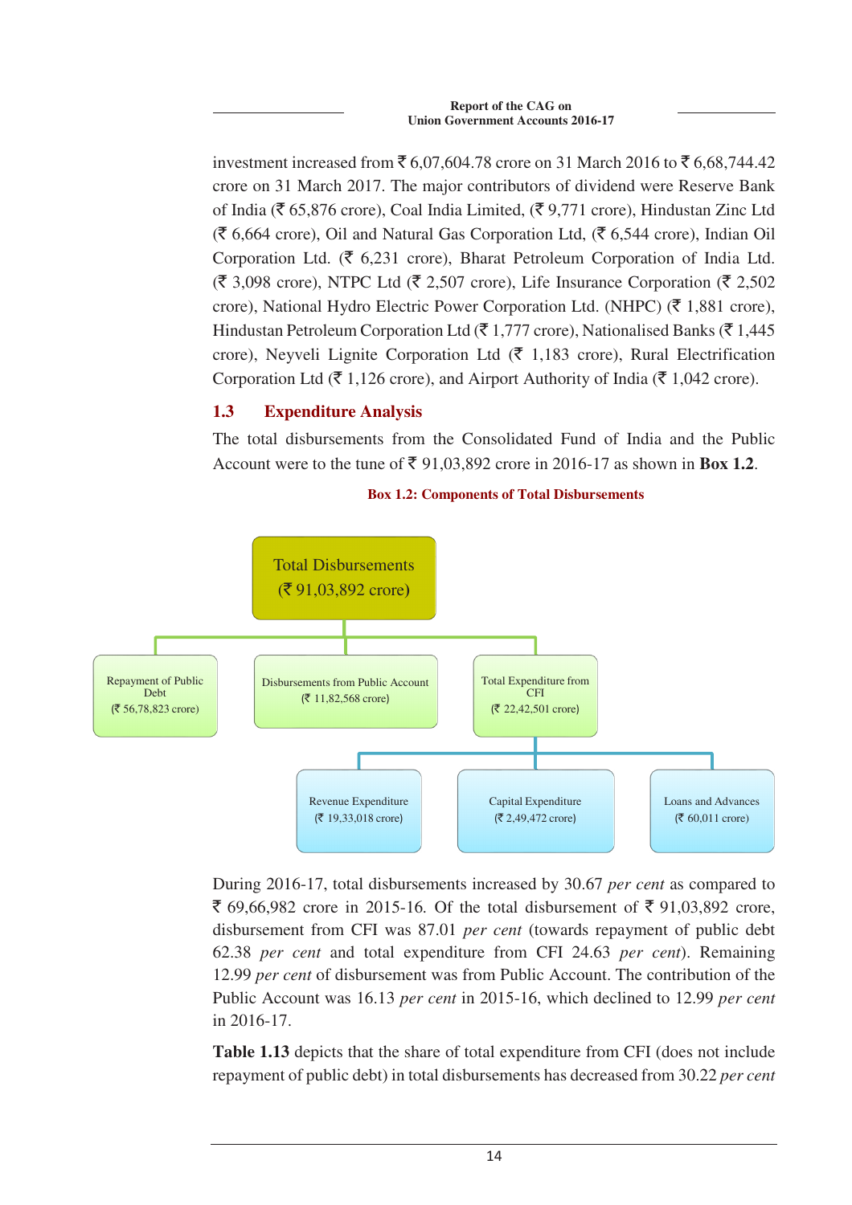investment increased from ₹ 6,07,604.78 crore on 31 March 2016 to ₹ 6,68,744.42 crore on 31 March 2017. The major contributors of dividend were Reserve Bank of India (₹ 65,876 crore), Coal India Limited, (₹ 9,771 crore), Hindustan Zinc Ltd (₹ 6,664 crore), Oil and Natural Gas Corporation Ltd, (₹ 6,544 crore), Indian Oil Corporation Ltd. (₹ 6,231 crore), Bharat Petroleum Corporation of India Ltd. (₹ 3,098 crore), NTPC Ltd (₹ 2,507 crore), Life Insurance Corporation (₹ 2,502 crore), National Hydro Electric Power Corporation Ltd. (NHPC) (₹ 1,881 crore), Hindustan Petroleum Corporation Ltd (₹ 1,777 crore), Nationalised Banks (₹ 1,445 crore), Neyveli Lignite Corporation Ltd (₹ 1,183 crore), Rural Electrification Corporation Ltd (₹ 1,126 crore), and Airport Authority of India (₹ 1,042 crore).

## 1.3 Expenditure Analysis

The total disbursements from the Consolidated Fund of India and the Public Account were to the tune of ₹ 91,03,892 crore in 2016-17 as shown in **Box 1.2**.

**Box 1.2: Components of Total Disbursements**

- Total Disbursements (₹ 91,03,892 crore)
  - Repayment of Public Debt (₹ 56,78,823 crore)
  - Disbursements from Public Account (₹ 11,82,568 crore)
  - Total Expenditure from CFI (₹ 22,42,501 crore)
    - Revenue Expenditure (₹ 19,33,018 crore)
    - Capital Expenditure (₹ 2,49,472 crore)
    - Loans and Advances (₹ 60,011 crore)

During 2016-17, total disbursements increased by 30.67 *per cent* as compared to ₹ 69,66,982 crore in 2015-16. Of the total disbursement of ₹ 91,03,892 crore, disbursement from CFI was 87.01 *per cent* (towards repayment of public debt 62.38 *per cent* and total expenditure from CFI 24.63 *per cent*). Remaining 12.99 *per cent* of disbursement was from Public Account. The contribution of the Public Account was 16.13 *per cent* in 2015-16, which declined to 12.99 *per cent* in 2016-17.

**Table 1.13** depicts that the share of total expenditure from CFI (does not include repayment of public debt) in total disbursements has decreased from 30.22 *per cent*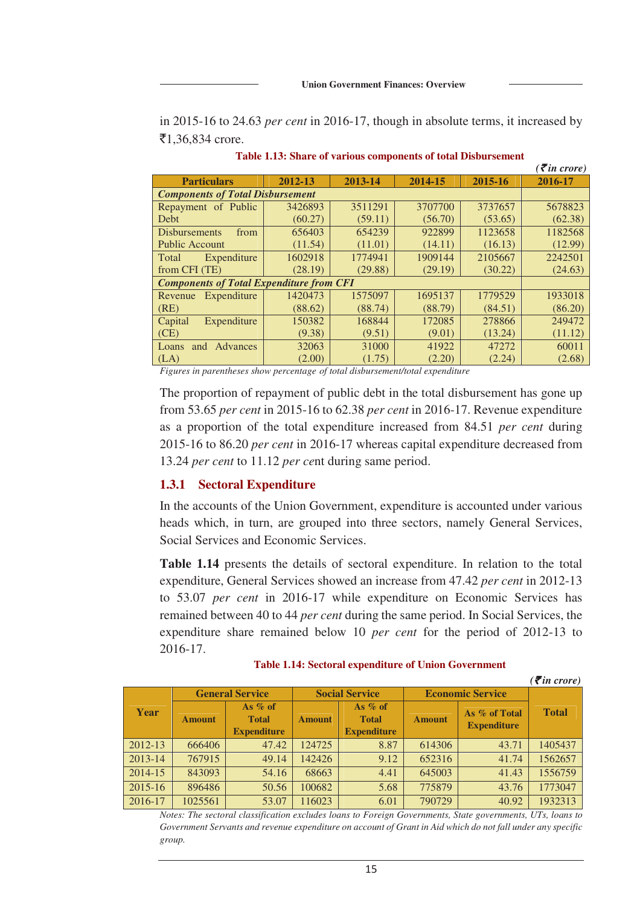in 2015-16 to 24.63 *per cent* in 2016-17, though in absolute terms, it increased by ₹1,36,834 crore.

**Table 1.13: Share of various components of total Disbursement**

*(₹in crore)*

| Particulars | 2012-13 | 2013-14 | 2014-15 | 2015-16 | 2016-17 |
|---|---|---|---|---|---|
| ***Components of Total Disbursement*** | | | | | |
| Repayment of Public Debt | 3426893 (60.27) | 3511291 (59.11) | 3707700 (56.70) | 3737657 (53.65) | 5678823 (62.38) |
| Disbursements from Public Account | 656403 (11.54) | 654239 (11.01) | 922899 (14.11) | 1123658 (16.13) | 1182568 (12.99) |
| Total Expenditure from CFI (TE) | 1602918 (28.19) | 1774941 (29.88) | 1909144 (29.19) | 2105667 (30.22) | 2242501 (24.63) |
| ***Components of Total Expenditure from CFI*** | | | | | |
| Revenue Expenditure (RE) | 1420473 (88.62) | 1575097 (88.74) | 1695137 (88.79) | 1779529 (84.51) | 1933018 (86.20) |
| Capital Expenditure (CE) | 150382 (9.38) | 168844 (9.51) | 172085 (9.01) | 278866 (13.24) | 249472 (11.12) |
| Loans and Advances (LA) | 32063 (2.00) | 31000 (1.75) | 41922 (2.20) | 47272 (2.24) | 60011 (2.68) |

*Figures in parentheses show percentage of total disbursement/total expenditure*

The proportion of repayment of public debt in the total disbursement has gone up from 53.65 *per cent* in 2015-16 to 62.38 *per cent* in 2016-17. Revenue expenditure as a proportion of the total expenditure increased from 84.51 *per cent* during 2015-16 to 86.20 *per cent* in 2016-17 whereas capital expenditure decreased from 13.24 *per cent* to 11.12 *per ce*nt during same period.

### 1.3.1 Sectoral Expenditure

In the accounts of the Union Government, expenditure is accounted under various heads which, in turn, are grouped into three sectors, namely General Services, Social Services and Economic Services.

**Table 1.14** presents the details of sectoral expenditure. In relation to the total expenditure, General Services showed an increase from 47.42 *per cent* in 2012-13 to 53.07 *per cent* in 2016-17 while expenditure on Economic Services has remained between 40 to 44 *per cent* during the same period. In Social Services, the expenditure share remained below 10 *per cent* for the period of 2012-13 to 2016-17.

**Table 1.14: Sectoral expenditure of Union Government**

*(₹in crore)*

| Year | General Service | | Social Service | | Economic Service | | Total |
|---|---|---|---|---|---|---|---|
| | Amount | As % of Total Expenditure | Amount | As % of Total Expenditure | Amount | As % of Total Expenditure | |
| 2012-13 | 666406 | 47.42 | 124725 | 8.87 | 614306 | 43.71 | 1405437 |
| 2013-14 | 767915 | 49.14 | 142426 | 9.12 | 652316 | 41.74 | 1562657 |
| 2014-15 | 843093 | 54.16 | 68663 | 4.41 | 645003 | 41.43 | 1556759 |
| 2015-16 | 896486 | 50.56 | 100682 | 5.68 | 775879 | 43.76 | 1773047 |
| 2016-17 | 1025561 | 53.07 | 116023 | 6.01 | 790729 | 40.92 | 1932313 |

*Notes: The sectoral classification excludes loans to Foreign Governments, State governments, UTs, loans to Government Servants and revenue expenditure on account of Grant in Aid which do not fall under any specific group.*